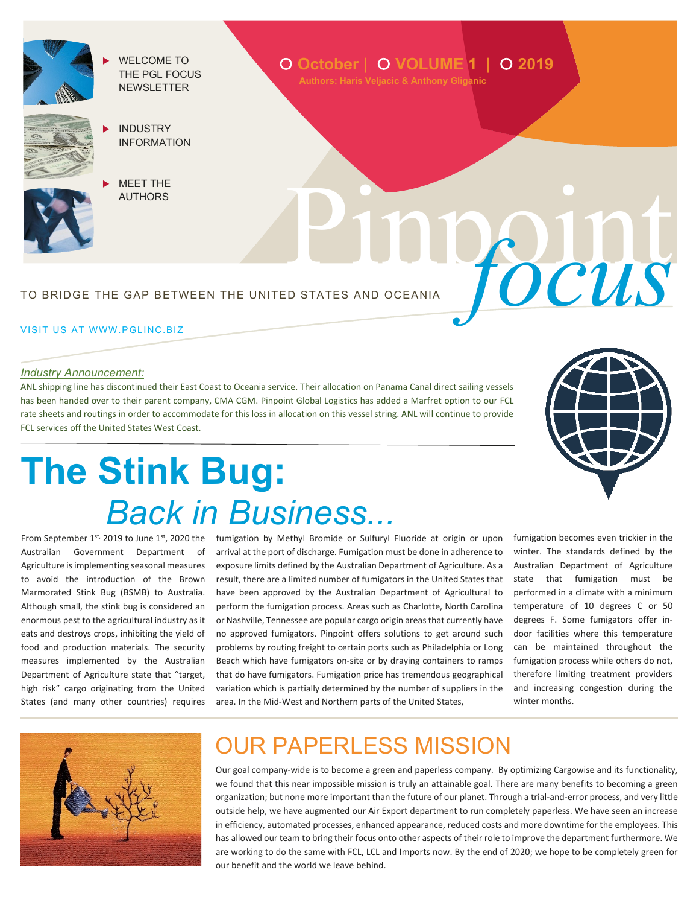- WELCOME TO THE PGL FOCUS NEWSLETTER
- INDUSTRY INFORMATION
- MEET THE AUTHORS

October | VOLUME 1 | 2019

Authors: Haris Veljacic & Anthony Gliganic

# Pinpoint *focus*

TO BRIDGE THE GAP BETWEEN THE UNITED STATES AND OCEANIA

VISIT US AT WWW.PGLINC.BIZ

*Industry Announcement:*

ANL shipping line has discontinued their East Coast to Oceania service. Their allocation on Panama Canal direct sailing vessels has been handed over to their parent company, CMA CGM. Pinpoint Global Logistics has added a Marfret option to our FCL rate sheets and routings in order to accommodate for this loss in allocation on this vessel string. ANL will continue to provide FCL services off the United States West Coast.

# The Stink Bug: *Back in Business...*

From September 1st, 2019 to June 1st, 2020 the Australian Government Department of Agriculture is implementing seasonal measures to avoid the introduction of the Brown Marmorated Stink Bug (BSMB) to Australia. Although small, the stink bug is considered an enormous pest to the agricultural industry as it eats and destroys crops, inhibiting the yield of food and production materials. The security measures implemented by the Australian Department of Agriculture state that "target, high risk" cargo originating from the United States (and many other countries) requires fumigation by Methyl Bromide or Sulfuryl Fluoride at origin or upon arrival at the port of discharge. Fumigation must be done in adherence to exposure limits defined by the Australian Department of Agriculture. As a result, there are a limited number of fumigators in the United States that have been approved by the Australian Department of Agricultural to perform the fumigation process. Areas such as Charlotte, North Carolina or Nashville, Tennessee are popular cargo origin areas that currently have no approved fumigators. Pinpoint offers solutions to get around such problems by routing freight to certain ports such as Philadelphia or Long Beach which have fumigators on-site or by draying containers to ramps that do have fumigators. Fumigation price has tremendous geographical variation which is partially determined by the number of suppliers in the area. In the Mid-West and Northern parts of the United States, fumigation becomes even trickier in the winter. The standards defined by the Australian Department of Agriculture state that fumigation must be performed in a climate with a minimum temperature of 10 degrees C or 50 degrees F. Some fumigators offer in-door facilities where this temperature can be maintained throughout the fumigation process while others do not, therefore limiting treatment providers and increasing congestion during the winter months.

## OUR PAPERLESS MISSION

Our goal company-wide is to become a green and paperless company. By optimizing Cargowise and its functionality, we found that this near impossible mission is truly an attainable goal. There are many benefits to becoming a green organization; but none more important than the future of our planet. Through a trial-and-error process, and very little outside help, we have augmented our Air Export department to run completely paperless. We have seen an increase in efficiency, automated processes, enhanced appearance, reduced costs and more downtime for the employees. This has allowed our team to bring their focus onto other aspects of their role to improve the department furthermore. We are working to do the same with FCL, LCL and Imports now. By the end of 2020; we hope to be completely green for our benefit and the world we leave behind.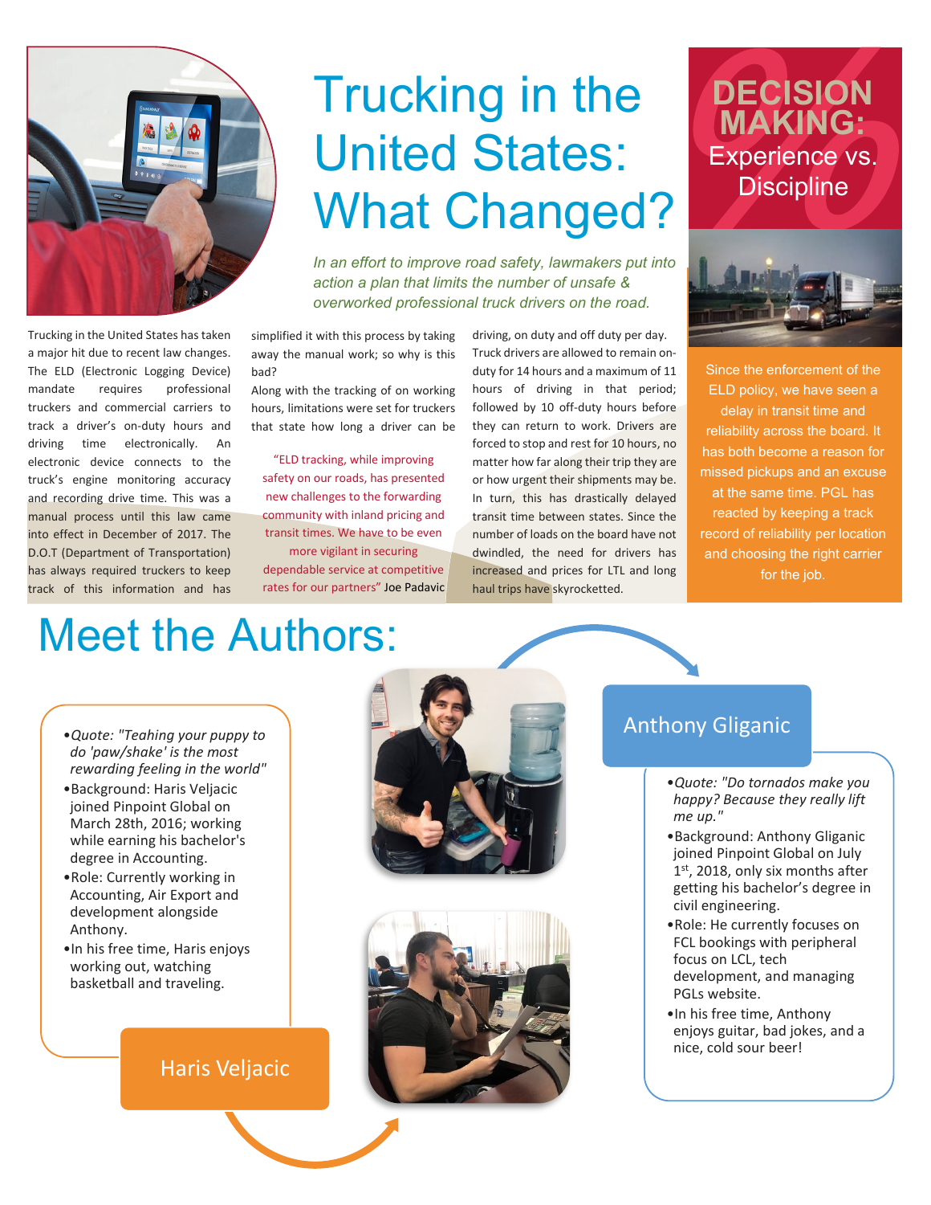# Trucking in the United States: What Changed?

*In an effort to improve road safety, lawmakers put into action a plan that limits the number of unsafe & overworked professional truck drivers on the road.*

Trucking in the United States has taken a major hit due to recent law changes. The ELD (Electronic Logging Device) mandate requires professional truckers and commercial carriers to track a driver's on-duty hours and driving time electronically. An electronic device connects to the truck's engine monitoring accuracy and recording drive time. This was a manual process until this law came into effect in December of 2017. The D.O.T (Department of Transportation) has always required truckers to keep track of this information and has simplified it with this process by taking away the manual work; so why is this bad?

Along with the tracking of on working hours, limitations were set for truckers that state how long a driver can be driving, on duty and off duty per day. Truck drivers are allowed to remain on-duty for 14 hours and a maximum of 11 hours of driving in that period; followed by 10 off-duty hours before they can return to work. Drivers are forced to stop and rest for 10 hours, no matter how far along their trip they are or how urgent their shipments may be. In turn, this has drastically delayed transit time between states. Since the number of loads on the board have not dwindled, the need for drivers has increased and prices for LTL and long haul trips have skyrocketted.

"ELD tracking, while improving safety on our roads, has presented new challenges to the forwarding community with inland pricing and transit times. We have to be even more vigilant in securing dependable service at competitive rates for our partners" Joe Padavic

## DECISION MAKING: Experience vs. Discipline

Since the enforcement of the ELD policy, we have seen a delay in transit time and reliability across the board. It has both become a reason for missed pickups and an excuse at the same time. PGL has reacted by keeping a track record of reliability per location and choosing the right carrier for the job.

# Meet the Authors:

## Haris Veljacic

- *Quote: "Teahing your puppy to do 'paw/shake' is the most rewarding feeling in the world"*
- Background: Haris Veljacic joined Pinpoint Global on March 28th, 2016; working while earning his bachelor's degree in Accounting.
- Role: Currently working in Accounting, Air Export and development alongside Anthony.
- In his free time, Haris enjoys working out, watching basketball and traveling.

## Anthony Gliganic

- *Quote: "Do tornados make you happy? Because they really lift me up."*
- Background: Anthony Gliganic joined Pinpoint Global on July 1st, 2018, only six months after getting his bachelor's degree in civil engineering.
- Role: He currently focuses on FCL bookings with peripheral focus on LCL, tech development, and managing PGLs website.
- In his free time, Anthony enjoys guitar, bad jokes, and a nice, cold sour beer!